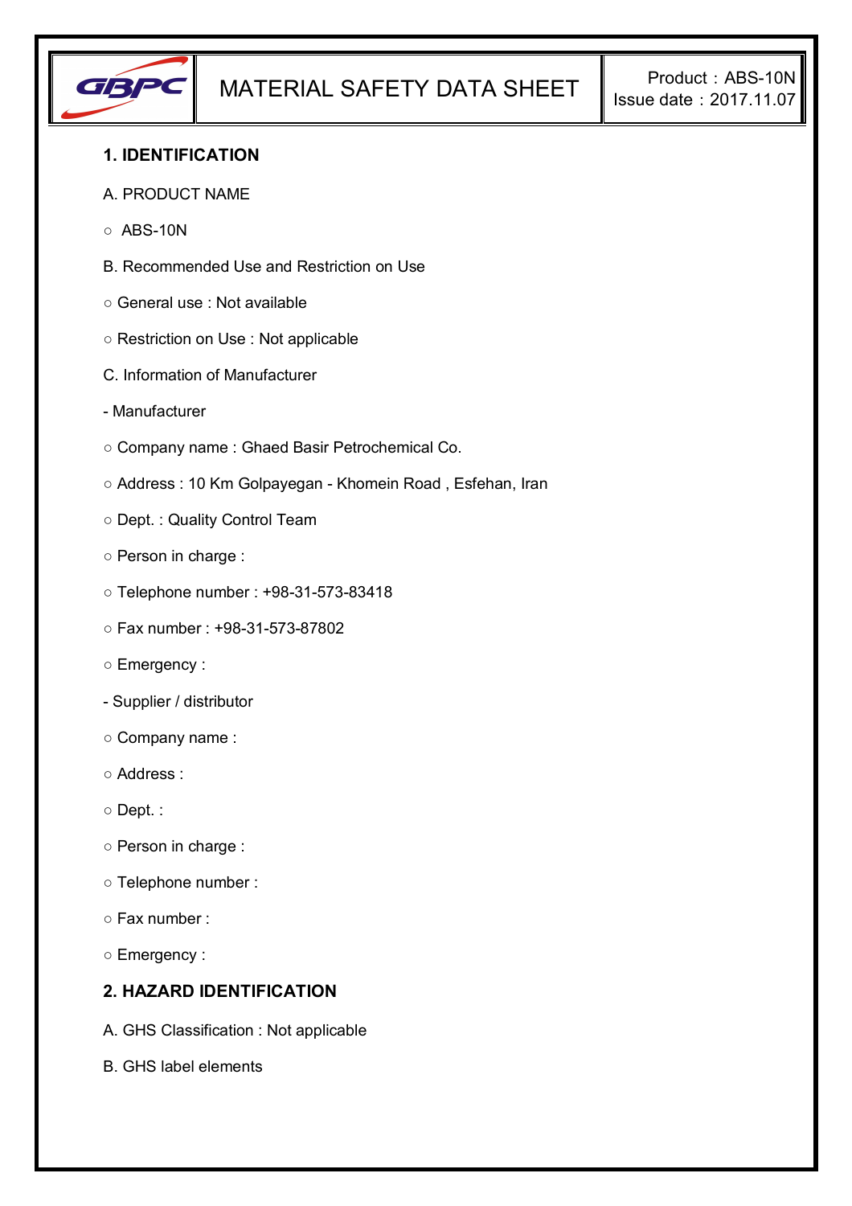# MATERIAL SAFETY DATA SHEET

Product：ABS-10N
Issue date：2017.11.07

## 1. IDENTIFICATION

A. PRODUCT NAME

○ ABS-10N

B. Recommended Use and Restriction on Use

○ General use : Not available

○ Restriction on Use : Not applicable

C. Information of Manufacturer

- Manufacturer

○ Company name : Ghaed Basir Petrochemical Co.

○ Address : 10 Km Golpayegan - Khomein Road , Esfehan, Iran

○ Dept. : Quality Control Team

○ Person in charge :

○ Telephone number : +98-31-573-83418

○ Fax number : +98-31-573-87802

○ Emergency :

- Supplier / distributor

○ Company name :

○ Address :

○ Dept. :

○ Person in charge :

○ Telephone number :

○ Fax number :

○ Emergency :

## 2. HAZARD IDENTIFICATION

A. GHS Classification : Not applicable

B. GHS label elements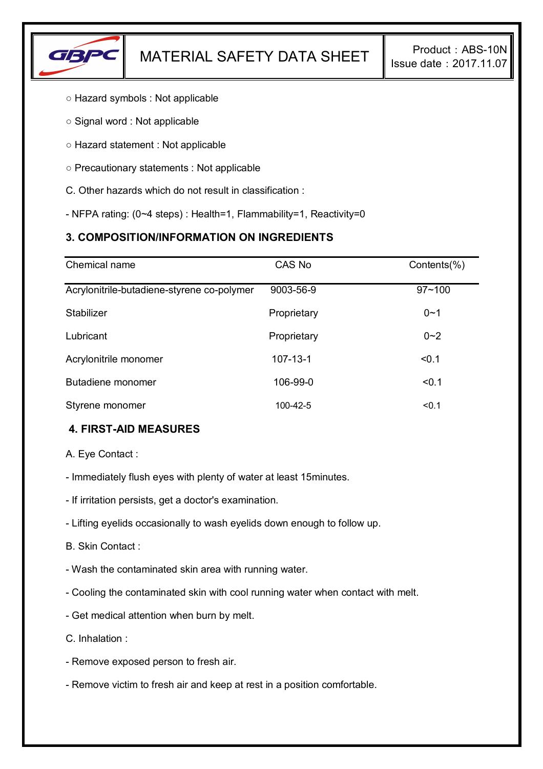○ Hazard symbols : Not applicable

○ Signal word : Not applicable

○ Hazard statement : Not applicable

○ Precautionary statements : Not applicable

C. Other hazards which do not result in classification :

- NFPA rating: (0~4 steps) : Health=1, Flammability=1, Reactivity=0

## 3. COMPOSITION/INFORMATION ON INGREDIENTS

| Chemical name | CAS No | Contents(%) |
|---|---|---|
| Acrylonitrile-butadiene-styrene co-polymer | 9003-56-9 | 97~100 |
| Stabilizer | Proprietary | 0~1 |
| Lubricant | Proprietary | 0~2 |
| Acrylonitrile monomer | 107-13-1 | <0.1 |
| Butadiene monomer | 106-99-0 | <0.1 |
| Styrene monomer | 100-42-5 | <0.1 |

## 4. FIRST-AID MEASURES

A. Eye Contact :

- Immediately flush eyes with plenty of water at least 15minutes.
- If irritation persists, get a doctor's examination.
- Lifting eyelids occasionally to wash eyelids down enough to follow up.

B. Skin Contact :

- Wash the contaminated skin area with running water.
- Cooling the contaminated skin with cool running water when contact with melt.
- Get medical attention when burn by melt.

C. Inhalation :

- Remove exposed person to fresh air.
- Remove victim to fresh air and keep at rest in a position comfortable.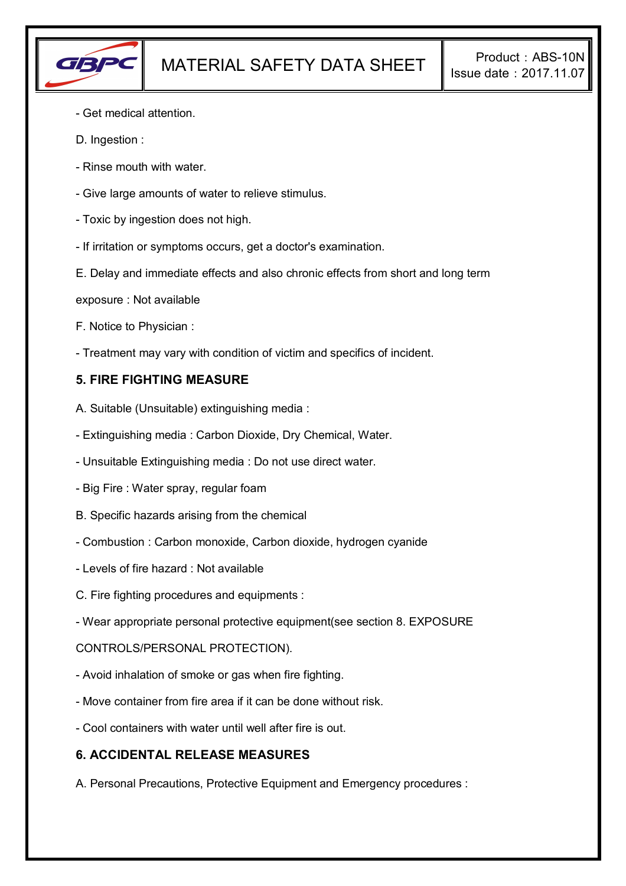- Get medical attention.

D. Ingestion :

- Rinse mouth with water.

- Give large amounts of water to relieve stimulus.

- Toxic by ingestion does not high.

- If irritation or symptoms occurs, get a doctor's examination.

E. Delay and immediate effects and also chronic effects from short and long term exposure : Not available

F. Notice to Physician :

- Treatment may vary with condition of victim and specifics of incident.

## 5. FIRE FIGHTING MEASURE

A. Suitable (Unsuitable) extinguishing media :

- Extinguishing media : Carbon Dioxide, Dry Chemical, Water.

- Unsuitable Extinguishing media : Do not use direct water.

- Big Fire : Water spray, regular foam

B. Specific hazards arising from the chemical

- Combustion : Carbon monoxide, Carbon dioxide, hydrogen cyanide

- Levels of fire hazard : Not available

C. Fire fighting procedures and equipments :

- Wear appropriate personal protective equipment(see section 8. EXPOSURE CONTROLS/PERSONAL PROTECTION).

- Avoid inhalation of smoke or gas when fire fighting.

- Move container from fire area if it can be done without risk.

- Cool containers with water until well after fire is out.

## 6. ACCIDENTAL RELEASE MEASURES

A. Personal Precautions, Protective Equipment and Emergency procedures :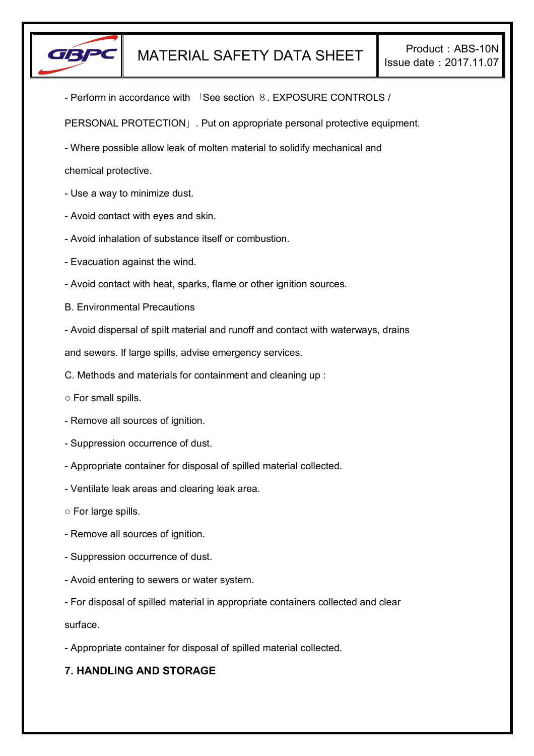- Perform in accordance with 「See section ８. EXPOSURE CONTROLS / PERSONAL PROTECTION」. Put on appropriate personal protective equipment.

- Where possible allow leak of molten material to solidify mechanical and chemical protective.

- Use a way to minimize dust.

- Avoid contact with eyes and skin.

- Avoid inhalation of substance itself or combustion.

- Evacuation against the wind.

- Avoid contact with heat, sparks, flame or other ignition sources.

B. Environmental Precautions

- Avoid dispersal of spilt material and runoff and contact with waterways, drains and sewers. If large spills, advise emergency services.

C. Methods and materials for containment and cleaning up :

○ For small spills.

- Remove all sources of ignition.

- Suppression occurrence of dust.

- Appropriate container for disposal of spilled material collected.

- Ventilate leak areas and clearing leak area.

○ For large spills.

- Remove all sources of ignition.

- Suppression occurrence of dust.

- Avoid entering to sewers or water system.

- For disposal of spilled material in appropriate containers collected and clear surface.

- Appropriate container for disposal of spilled material collected.

## 7. HANDLING AND STORAGE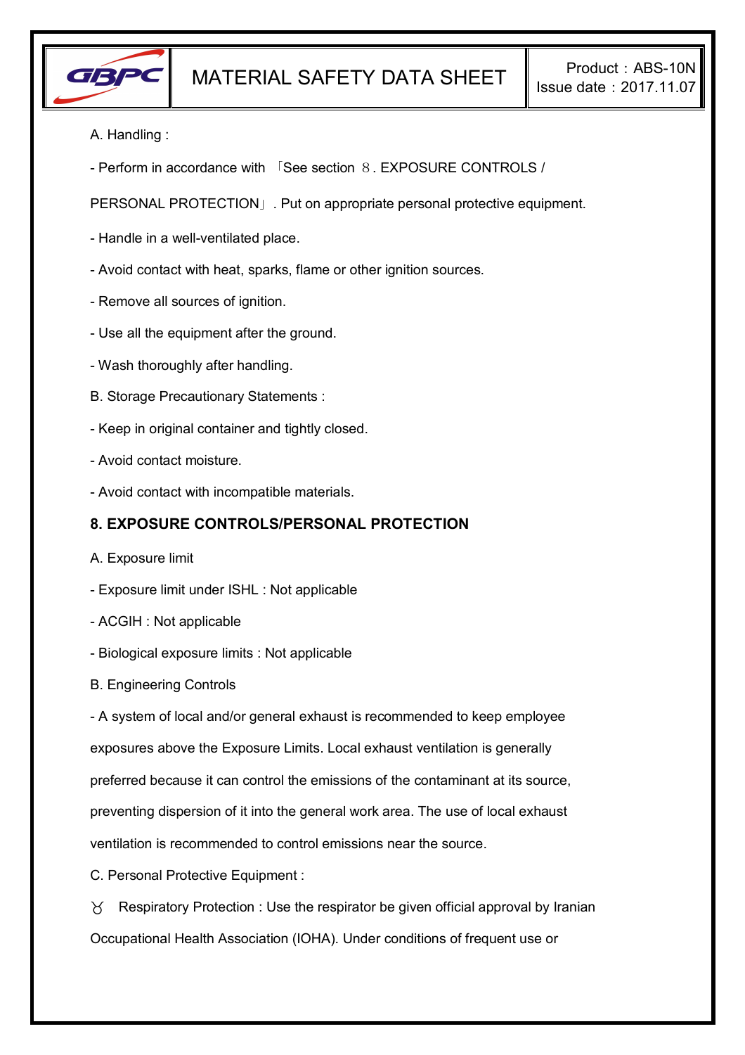A. Handling :

- Perform in accordance with 「See section ８. EXPOSURE CONTROLS / PERSONAL PROTECTION」. Put on appropriate personal protective equipment.
- Handle in a well-ventilated place.
- Avoid contact with heat, sparks, flame or other ignition sources.
- Remove all sources of ignition.
- Use all the equipment after the ground.
- Wash thoroughly after handling.

B. Storage Precautionary Statements :

- Keep in original container and tightly closed.
- Avoid contact moisture.
- Avoid contact with incompatible materials.

## 8. EXPOSURE CONTROLS/PERSONAL PROTECTION

A. Exposure limit

- Exposure limit under ISHL : Not applicable
- ACGIH : Not applicable
- Biological exposure limits : Not applicable

B. Engineering Controls

- A system of local and/or general exhaust is recommended to keep employee exposures above the Exposure Limits. Local exhaust ventilation is generally preferred because it can control the emissions of the contaminant at its source, preventing dispersion of it into the general work area. The use of local exhaust ventilation is recommended to control emissions near the source.

C. Personal Protective Equipment :

♉ Respiratory Protection : Use the respirator be given official approval by Iranian Occupational Health Association (IOHA). Under conditions of frequent use or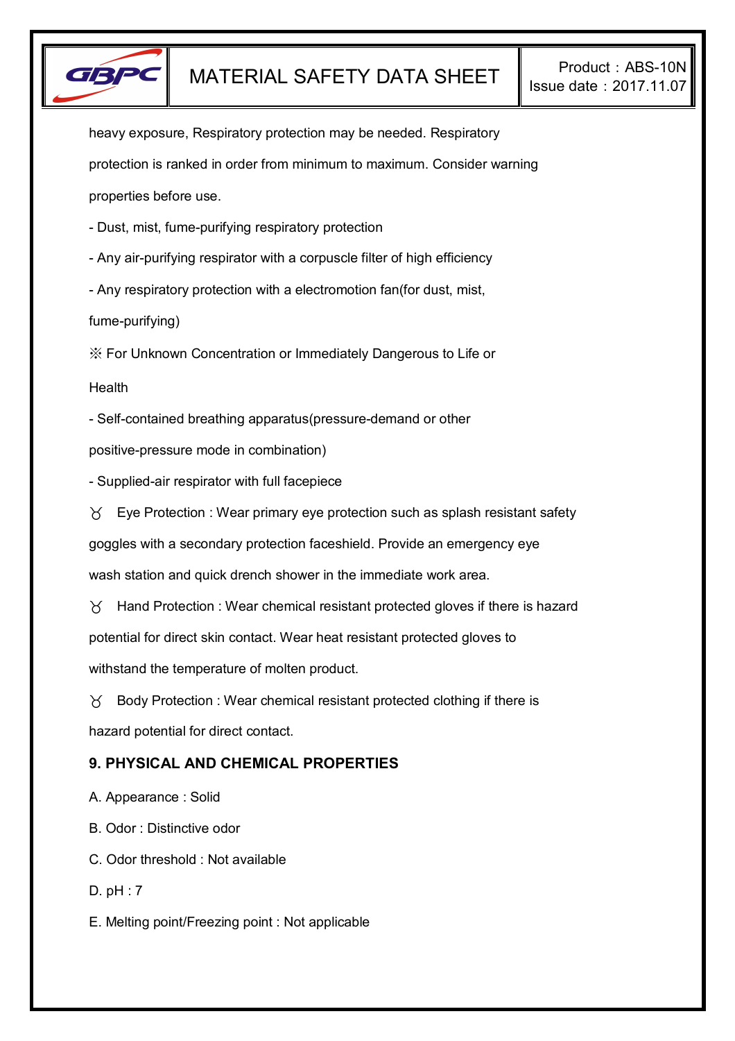heavy exposure, Respiratory protection may be needed. Respiratory protection is ranked in order from minimum to maximum. Consider warning properties before use.

- Dust, mist, fume-purifying respiratory protection
- Any air-purifying respirator with a corpuscle filter of high efficiency
- Any respiratory protection with a electromotion fan(for dust, mist, fume-purifying)

※ For Unknown Concentration or Immediately Dangerous to Life or Health

- Self-contained breathing apparatus(pressure-demand or other positive-pressure mode in combination)
- Supplied-air respirator with full facepiece

♉ Eye Protection : Wear primary eye protection such as splash resistant safety goggles with a secondary protection faceshield. Provide an emergency eye wash station and quick drench shower in the immediate work area.

♉ Hand Protection : Wear chemical resistant protected gloves if there is hazard potential for direct skin contact. Wear heat resistant protected gloves to withstand the temperature of molten product.

♉ Body Protection : Wear chemical resistant protected clothing if there is hazard potential for direct contact.

## 9. PHYSICAL AND CHEMICAL PROPERTIES

A. Appearance : Solid

B. Odor : Distinctive odor

C. Odor threshold : Not available

D. pH : 7

E. Melting point/Freezing point : Not applicable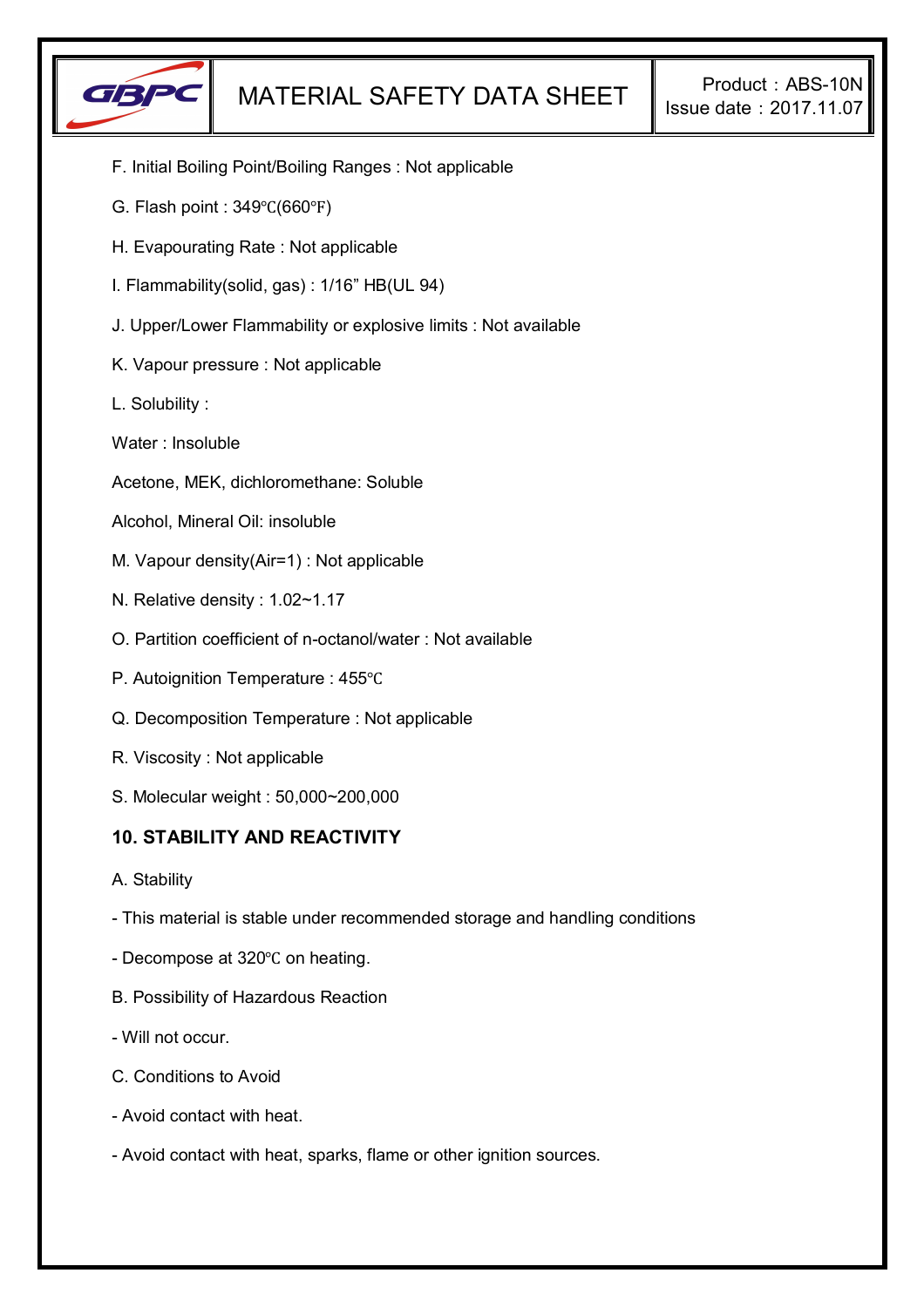F. Initial Boiling Point/Boiling Ranges : Not applicable

G. Flash point : 349℃(660℉)

H. Evapourating Rate : Not applicable

I. Flammability(solid, gas) : 1/16” HB(UL 94)

J. Upper/Lower Flammability or explosive limits : Not available

K. Vapour pressure : Not applicable

L. Solubility :

Water : Insoluble

Acetone, MEK, dichloromethane: Soluble

Alcohol, Mineral Oil: insoluble

M. Vapour density(Air=1) : Not applicable

N. Relative density : 1.02~1.17

O. Partition coefficient of n-octanol/water : Not available

P. Autoignition Temperature : 455℃

Q. Decomposition Temperature : Not applicable

R. Viscosity : Not applicable

S. Molecular weight : 50,000~200,000

## 10. STABILITY AND REACTIVITY

A. Stability

- This material is stable under recommended storage and handling conditions
- Decompose at 320℃ on heating.

B. Possibility of Hazardous Reaction

- Will not occur.

C. Conditions to Avoid

- Avoid contact with heat.
- Avoid contact with heat, sparks, flame or other ignition sources.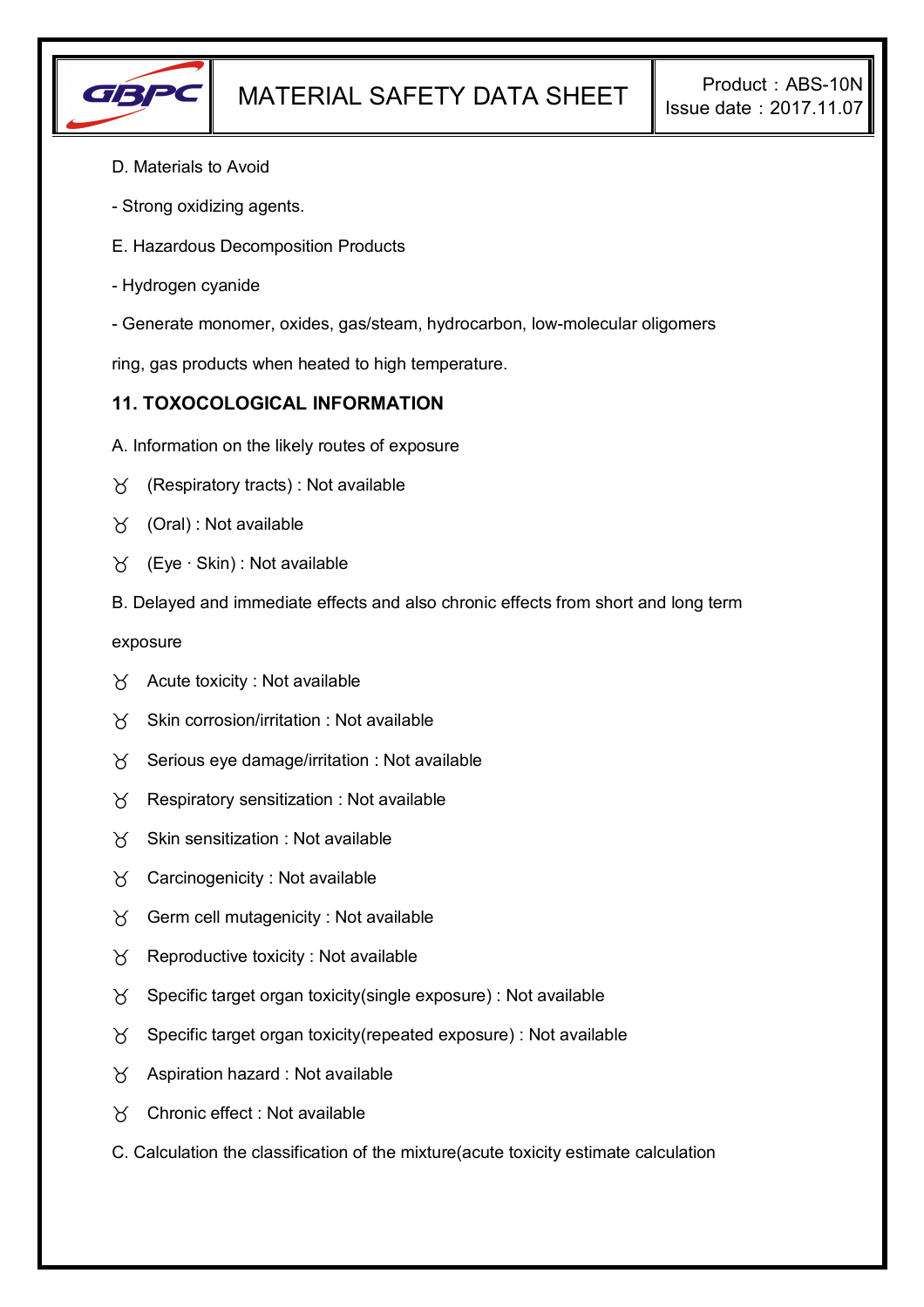D. Materials to Avoid

- Strong oxidizing agents.

E. Hazardous Decomposition Products

- Hydrogen cyanide

- Generate monomer, oxides, gas/steam, hydrocarbon, low-molecular oligomers ring, gas products when heated to high temperature.

## 11. TOXOCOLOGICAL INFORMATION

A. Information on the likely routes of exposure

- (Respiratory tracts) : Not available
- (Oral) : Not available
- (Eye · Skin) : Not available

B. Delayed and immediate effects and also chronic effects from short and long term exposure

- Acute toxicity : Not available
- Skin corrosion/irritation : Not available
- Serious eye damage/irritation : Not available
- Respiratory sensitization : Not available
- Skin sensitization : Not available
- Carcinogenicity : Not available
- Germ cell mutagenicity : Not available
- Reproductive toxicity : Not available
- Specific target organ toxicity(single exposure) : Not available
- Specific target organ toxicity(repeated exposure) : Not available
- Aspiration hazard : Not available
- Chronic effect : Not available

C. Calculation the classification of the mixture(acute toxicity estimate calculation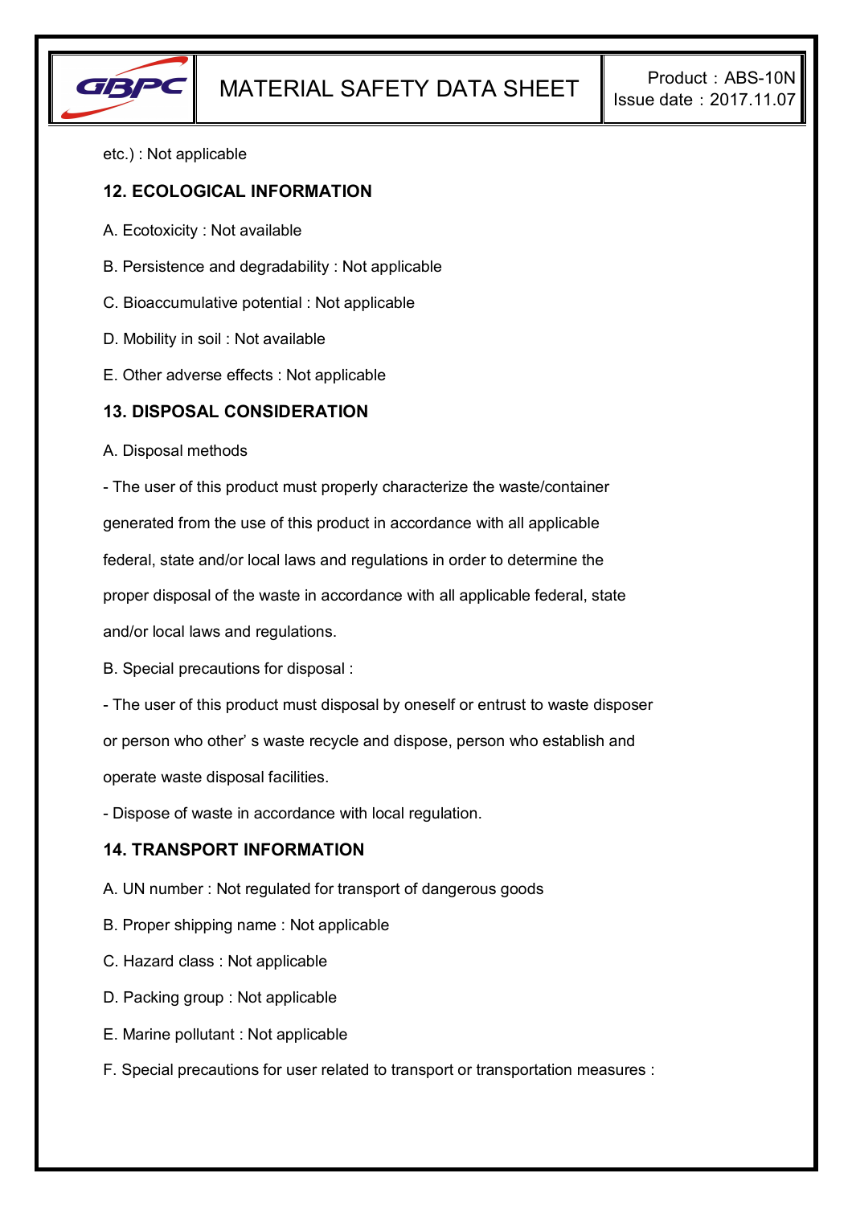etc.) : Not applicable

## 12. ECOLOGICAL INFORMATION

A. Ecotoxicity : Not available

B. Persistence and degradability : Not applicable

C. Bioaccumulative potential : Not applicable

D. Mobility in soil : Not available

E. Other adverse effects : Not applicable

## 13. DISPOSAL CONSIDERATION

A. Disposal methods

- The user of this product must properly characterize the waste/container generated from the use of this product in accordance with all applicable federal, state and/or local laws and regulations in order to determine the proper disposal of the waste in accordance with all applicable federal, state and/or local laws and regulations.

B. Special precautions for disposal :

- The user of this product must disposal by oneself or entrust to waste disposer or person who other' s waste recycle and dispose, person who establish and operate waste disposal facilities.
- Dispose of waste in accordance with local regulation.

## 14. TRANSPORT INFORMATION

A. UN number : Not regulated for transport of dangerous goods

B. Proper shipping name : Not applicable

C. Hazard class : Not applicable

D. Packing group : Not applicable

E. Marine pollutant : Not applicable

F. Special precautions for user related to transport or transportation measures :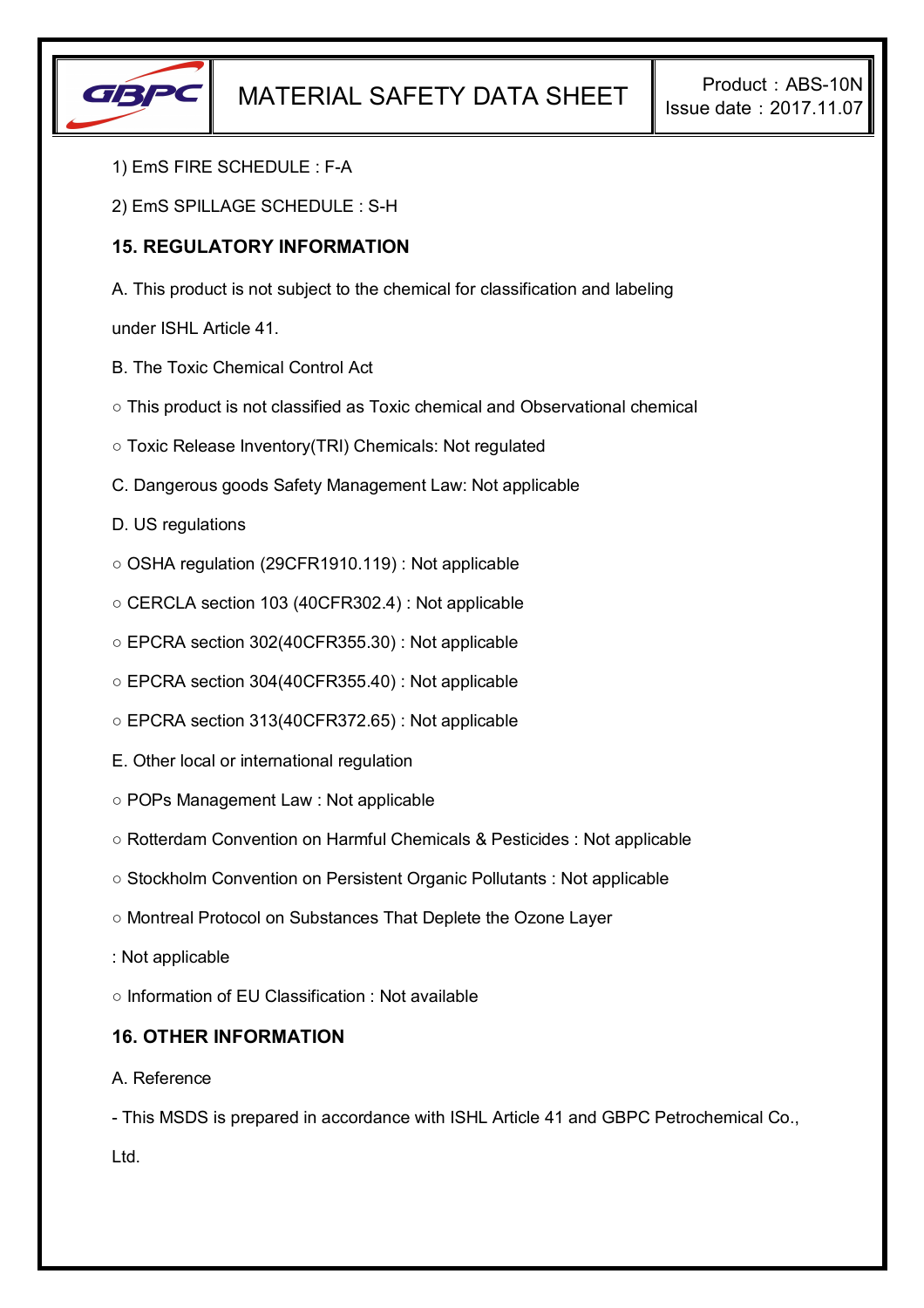1) EmS FIRE SCHEDULE : F-A

2) EmS SPILLAGE SCHEDULE : S-H

## 15. REGULATORY INFORMATION

A. This product is not subject to the chemical for classification and labeling under ISHL Article 41.

B. The Toxic Chemical Control Act

○ This product is not classified as Toxic chemical and Observational chemical

○ Toxic Release Inventory(TRI) Chemicals: Not regulated

C. Dangerous goods Safety Management Law: Not applicable

D. US regulations

○ OSHA regulation (29CFR1910.119) : Not applicable

○ CERCLA section 103 (40CFR302.4) : Not applicable

○ EPCRA section 302(40CFR355.30) : Not applicable

○ EPCRA section 304(40CFR355.40) : Not applicable

○ EPCRA section 313(40CFR372.65) : Not applicable

E. Other local or international regulation

○ POPs Management Law : Not applicable

○ Rotterdam Convention on Harmful Chemicals & Pesticides : Not applicable

○ Stockholm Convention on Persistent Organic Pollutants : Not applicable

○ Montreal Protocol on Substances That Deplete the Ozone Layer : Not applicable

○ Information of EU Classification : Not available

## 16. OTHER INFORMATION

A. Reference

- This MSDS is prepared in accordance with ISHL Article 41 and GBPC Petrochemical Co., Ltd.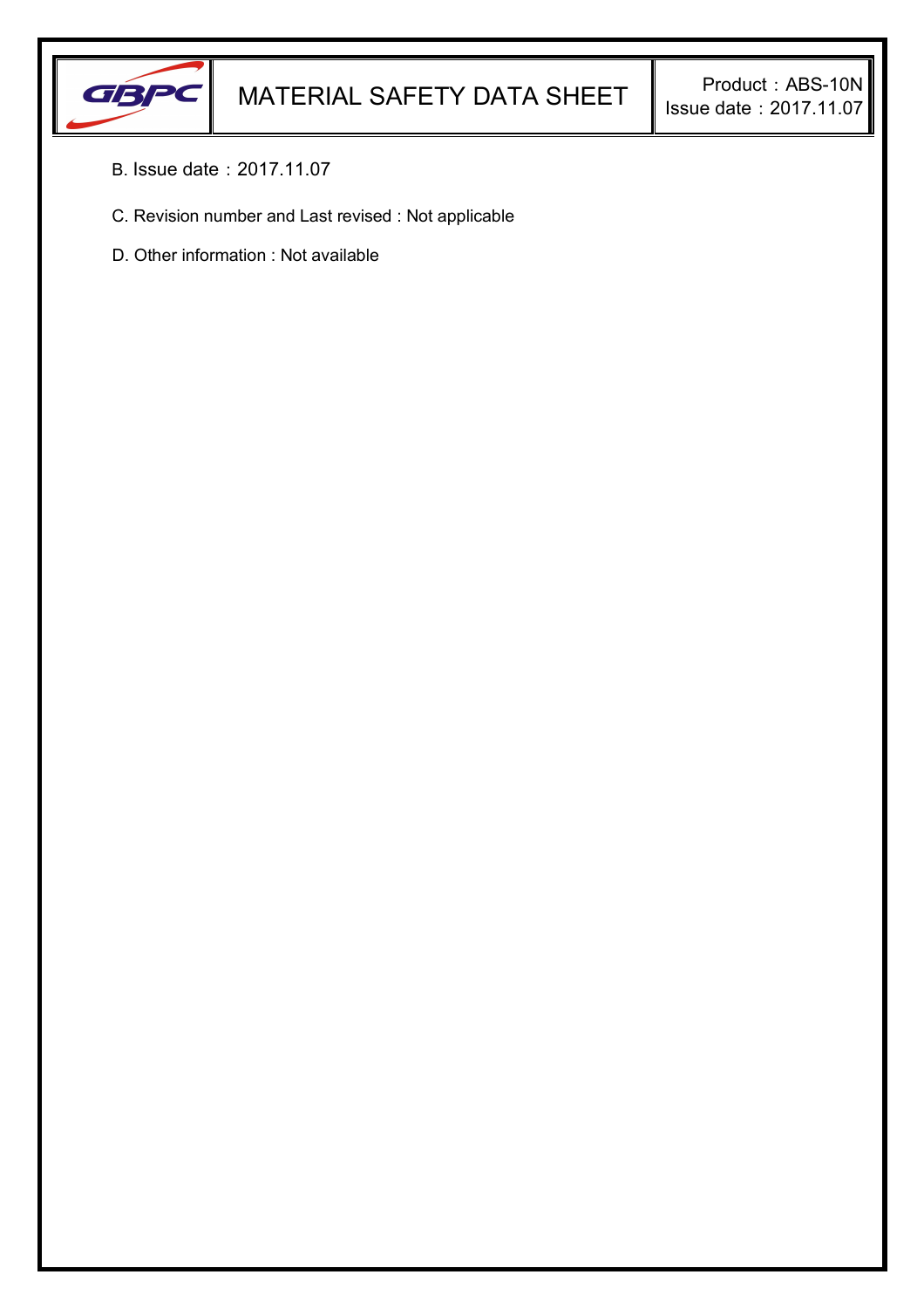B. Issue date：2017.11.07

C. Revision number and Last revised : Not applicable

D. Other information : Not available